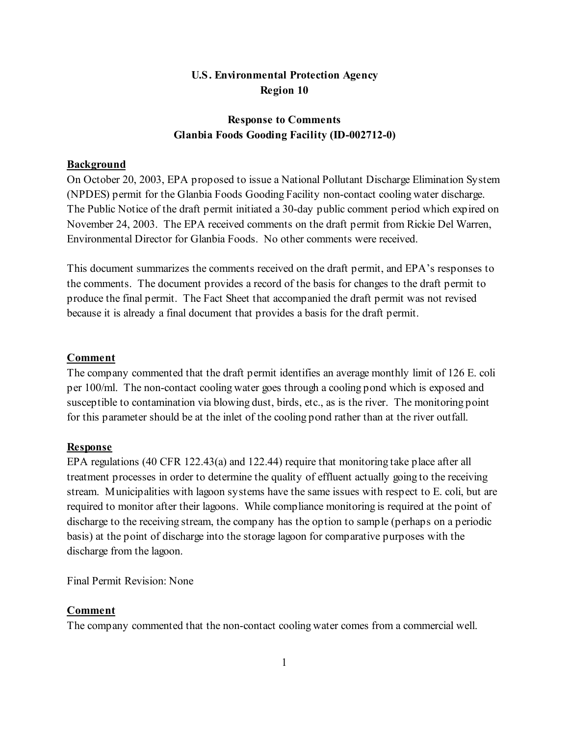**U.S. Environmental Protection Agency**
**Region 10**

**Response to Comments**
**Glanbia Foods Gooding Facility (ID-002712-0)**

**Background**

On October 20, 2003, EPA proposed to issue a National Pollutant Discharge Elimination System (NPDES) permit for the Glanbia Foods Gooding Facility non-contact cooling water discharge. The Public Notice of the draft permit initiated a 30-day public comment period which expired on November 24, 2003. The EPA received comments on the draft permit from Rickie Del Warren, Environmental Director for Glanbia Foods. No other comments were received.

This document summarizes the comments received on the draft permit, and EPA's responses to the comments. The document provides a record of the basis for changes to the draft permit to produce the final permit. The Fact Sheet that accompanied the draft permit was not revised because it is already a final document that provides a basis for the draft permit.

**Comment**

The company commented that the draft permit identifies an average monthly limit of 126 E. coli per 100/ml. The non-contact cooling water goes through a cooling pond which is exposed and susceptible to contamination via blowing dust, birds, etc., as is the river. The monitoring point for this parameter should be at the inlet of the cooling pond rather than at the river outfall.

**Response**

EPA regulations (40 CFR 122.43(a) and 122.44) require that monitoring take place after all treatment processes in order to determine the quality of effluent actually going to the receiving stream. Municipalities with lagoon systems have the same issues with respect to E. coli, but are required to monitor after their lagoons. While compliance monitoring is required at the point of discharge to the receiving stream, the company has the option to sample (perhaps on a periodic basis) at the point of discharge into the storage lagoon for comparative purposes with the discharge from the lagoon.

Final Permit Revision: None

**Comment**

The company commented that the non-contact cooling water comes from a commercial well.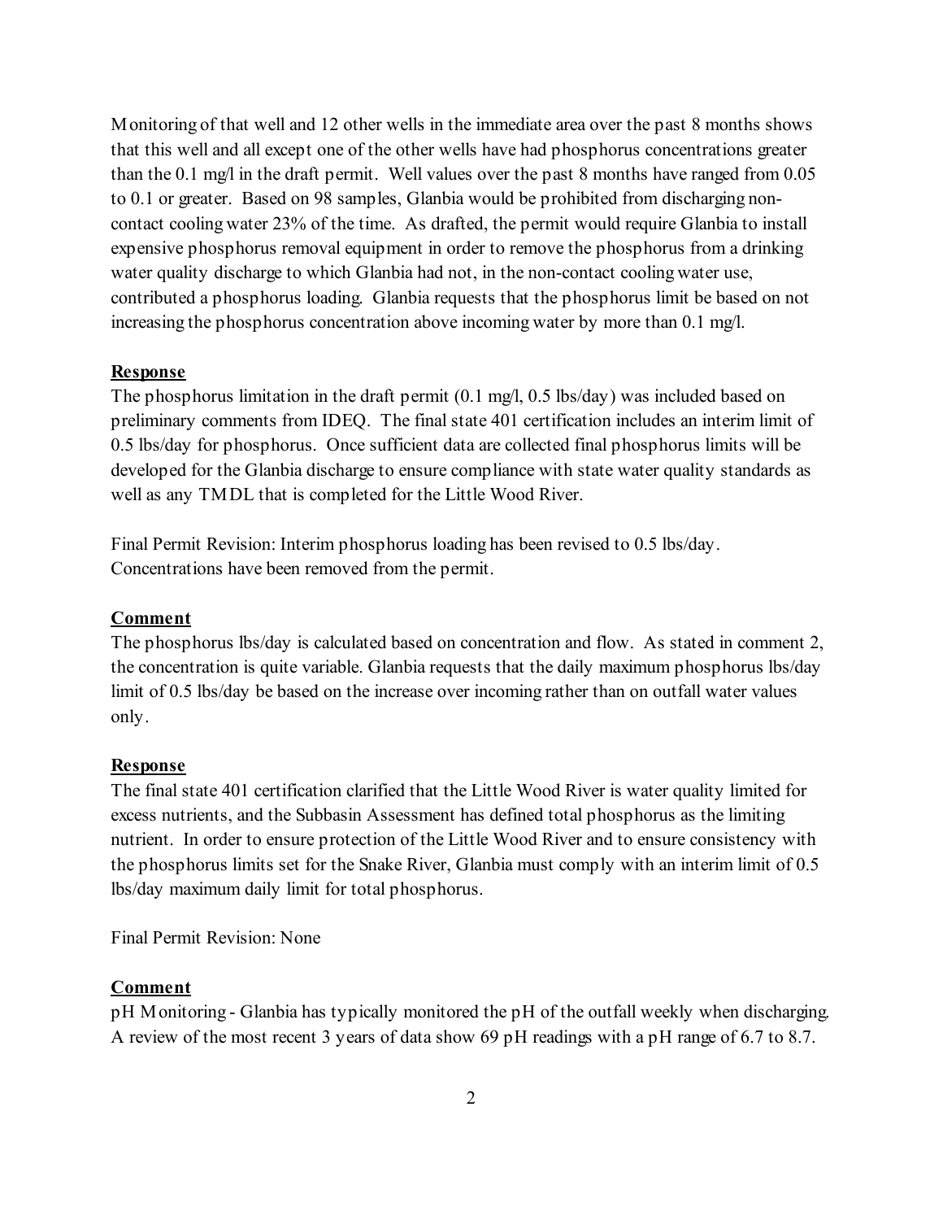Monitoring of that well and 12 other wells in the immediate area over the past 8 months shows that this well and all except one of the other wells have had phosphorus concentrations greater than the 0.1 mg/l in the draft permit. Well values over the past 8 months have ranged from 0.05 to 0.1 or greater. Based on 98 samples, Glanbia would be prohibited from discharging non-contact cooling water 23% of the time. As drafted, the permit would require Glanbia to install expensive phosphorus removal equipment in order to remove the phosphorus from a drinking water quality discharge to which Glanbia had not, in the non-contact cooling water use, contributed a phosphorus loading. Glanbia requests that the phosphorus limit be based on not increasing the phosphorus concentration above incoming water by more than 0.1 mg/l.

**Response**

The phosphorus limitation in the draft permit (0.1 mg/l, 0.5 lbs/day) was included based on preliminary comments from IDEQ. The final state 401 certification includes an interim limit of 0.5 lbs/day for phosphorus. Once sufficient data are collected final phosphorus limits will be developed for the Glanbia discharge to ensure compliance with state water quality standards as well as any TMDL that is completed for the Little Wood River.

Final Permit Revision: Interim phosphorus loading has been revised to 0.5 lbs/day. Concentrations have been removed from the permit.

**Comment**

The phosphorus lbs/day is calculated based on concentration and flow. As stated in comment 2, the concentration is quite variable. Glanbia requests that the daily maximum phosphorus lbs/day limit of 0.5 lbs/day be based on the increase over incoming rather than on outfall water values only.

**Response**

The final state 401 certification clarified that the Little Wood River is water quality limited for excess nutrients, and the Subbasin Assessment has defined total phosphorus as the limiting nutrient. In order to ensure protection of the Little Wood River and to ensure consistency with the phosphorus limits set for the Snake River, Glanbia must comply with an interim limit of 0.5 lbs/day maximum daily limit for total phosphorus.

Final Permit Revision: None

**Comment**

pH Monitoring - Glanbia has typically monitored the pH of the outfall weekly when discharging. A review of the most recent 3 years of data show 69 pH readings with a pH range of 6.7 to 8.7.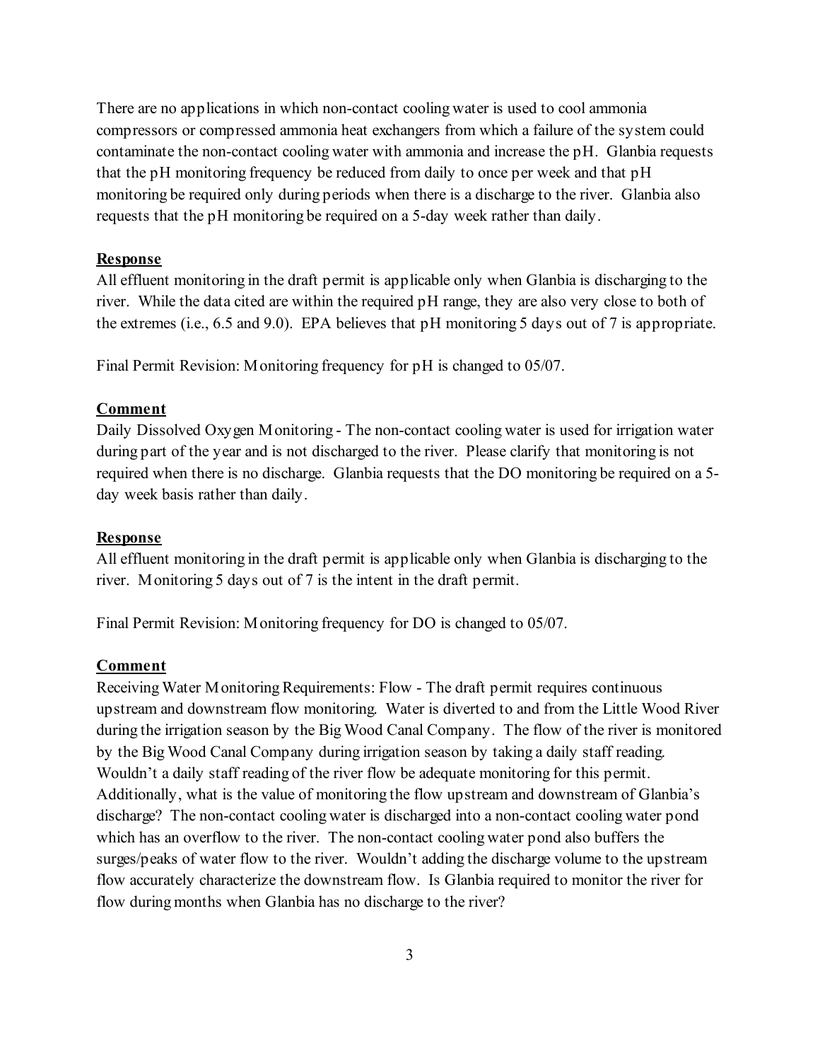There are no applications in which non-contact cooling water is used to cool ammonia compressors or compressed ammonia heat exchangers from which a failure of the system could contaminate the non-contact cooling water with ammonia and increase the pH. Glanbia requests that the pH monitoring frequency be reduced from daily to once per week and that pH monitoring be required only during periods when there is a discharge to the river. Glanbia also requests that the pH monitoring be required on a 5-day week rather than daily.

**<u>Response</u>**

All effluent monitoring in the draft permit is applicable only when Glanbia is discharging to the river. While the data cited are within the required pH range, they are also very close to both of the extremes (i.e., 6.5 and 9.0). EPA believes that pH monitoring 5 days out of 7 is appropriate.

Final Permit Revision: Monitoring frequency for pH is changed to 05/07.

**<u>Comment</u>**

Daily Dissolved Oxygen Monitoring - The non-contact cooling water is used for irrigation water during part of the year and is not discharged to the river. Please clarify that monitoring is not required when there is no discharge. Glanbia requests that the DO monitoring be required on a 5-day week basis rather than daily.

**<u>Response</u>**

All effluent monitoring in the draft permit is applicable only when Glanbia is discharging to the river. Monitoring 5 days out of 7 is the intent in the draft permit.

Final Permit Revision: Monitoring frequency for DO is changed to 05/07.

**<u>Comment</u>**

Receiving Water Monitoring Requirements: Flow - The draft permit requires continuous upstream and downstream flow monitoring. Water is diverted to and from the Little Wood River during the irrigation season by the Big Wood Canal Company. The flow of the river is monitored by the Big Wood Canal Company during irrigation season by taking a daily staff reading. Wouldn't a daily staff reading of the river flow be adequate monitoring for this permit. Additionally, what is the value of monitoring the flow upstream and downstream of Glanbia's discharge? The non-contact cooling water is discharged into a non-contact cooling water pond which has an overflow to the river. The non-contact cooling water pond also buffers the surges/peaks of water flow to the river. Wouldn't adding the discharge volume to the upstream flow accurately characterize the downstream flow. Is Glanbia required to monitor the river for flow during months when Glanbia has no discharge to the river?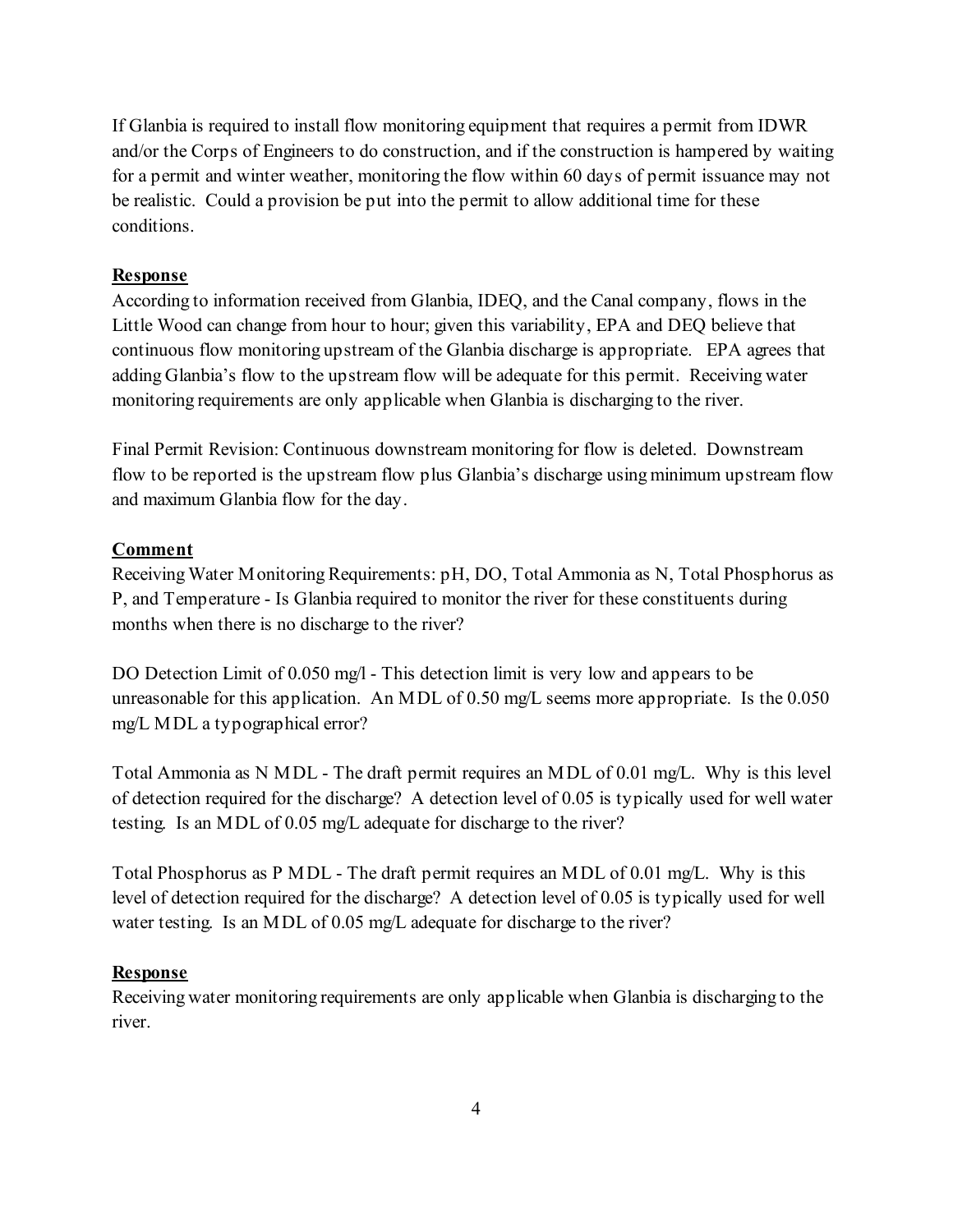If Glanbia is required to install flow monitoring equipment that requires a permit from IDWR and/or the Corps of Engineers to do construction, and if the construction is hampered by waiting for a permit and winter weather, monitoring the flow within 60 days of permit issuance may not be realistic. Could a provision be put into the permit to allow additional time for these conditions.

**Response**

According to information received from Glanbia, IDEQ, and the Canal company, flows in the Little Wood can change from hour to hour; given this variability, EPA and DEQ believe that continuous flow monitoring upstream of the Glanbia discharge is appropriate. EPA agrees that adding Glanbia's flow to the upstream flow will be adequate for this permit. Receiving water monitoring requirements are only applicable when Glanbia is discharging to the river.

Final Permit Revision: Continuous downstream monitoring for flow is deleted. Downstream flow to be reported is the upstream flow plus Glanbia's discharge using minimum upstream flow and maximum Glanbia flow for the day.

**Comment**

Receiving Water Monitoring Requirements: pH, DO, Total Ammonia as N, Total Phosphorus as P, and Temperature - Is Glanbia required to monitor the river for these constituents during months when there is no discharge to the river?

DO Detection Limit of 0.050 mg/l - This detection limit is very low and appears to be unreasonable for this application. An MDL of 0.50 mg/L seems more appropriate. Is the 0.050 mg/L MDL a typographical error?

Total Ammonia as N MDL - The draft permit requires an MDL of 0.01 mg/L. Why is this level of detection required for the discharge? A detection level of 0.05 is typically used for well water testing. Is an MDL of 0.05 mg/L adequate for discharge to the river?

Total Phosphorus as P MDL - The draft permit requires an MDL of 0.01 mg/L. Why is this level of detection required for the discharge? A detection level of 0.05 is typically used for well water testing. Is an MDL of 0.05 mg/L adequate for discharge to the river?

**Response**

Receiving water monitoring requirements are only applicable when Glanbia is discharging to the river.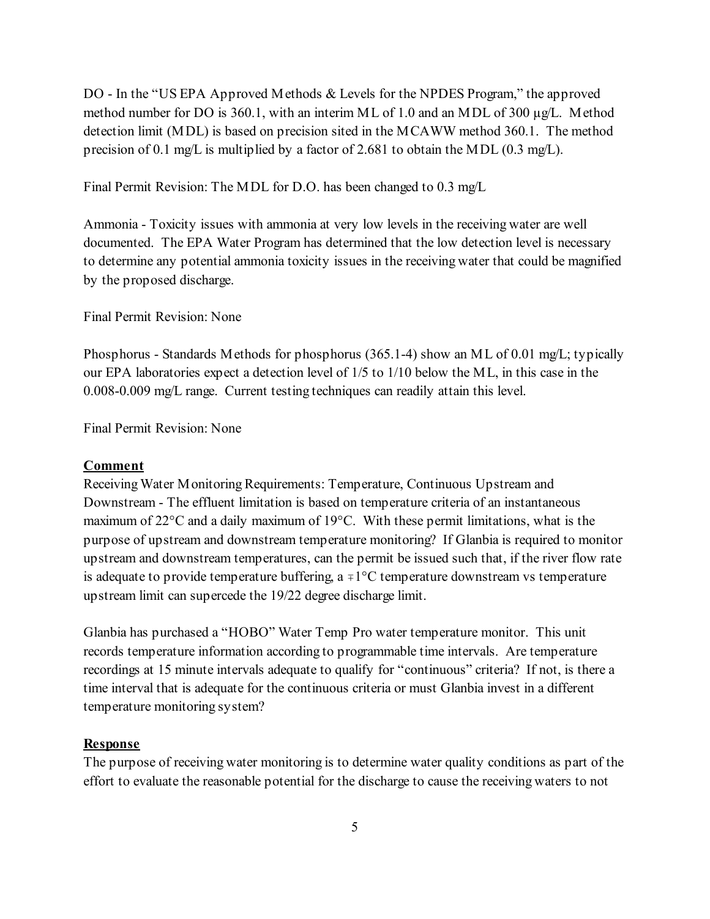DO - In the "US EPA Approved Methods & Levels for the NPDES Program," the approved method number for DO is 360.1, with an interim ML of 1.0 and an MDL of 300 µg/L. Method detection limit (MDL) is based on precision sited in the MCAWW method 360.1. The method precision of 0.1 mg/L is multiplied by a factor of 2.681 to obtain the MDL (0.3 mg/L).

Final Permit Revision: The MDL for D.O. has been changed to 0.3 mg/L

Ammonia - Toxicity issues with ammonia at very low levels in the receiving water are well documented. The EPA Water Program has determined that the low detection level is necessary to determine any potential ammonia toxicity issues in the receiving water that could be magnified by the proposed discharge.

Final Permit Revision: None

Phosphorus - Standards Methods for phosphorus (365.1-4) show an ML of 0.01 mg/L; typically our EPA laboratories expect a detection level of 1/5 to 1/10 below the ML, in this case in the 0.008-0.009 mg/L range. Current testing techniques can readily attain this level.

Final Permit Revision: None

**Comment**

Receiving Water Monitoring Requirements: Temperature, Continuous Upstream and Downstream - The effluent limitation is based on temperature criteria of an instantaneous maximum of 22°C and a daily maximum of 19°C. With these permit limitations, what is the purpose of upstream and downstream temperature monitoring? If Glanbia is required to monitor upstream and downstream temperatures, can the permit be issued such that, if the river flow rate is adequate to provide temperature buffering, a ∓1°C temperature downstream vs temperature upstream limit can supercede the 19/22 degree discharge limit.

Glanbia has purchased a "HOBO" Water Temp Pro water temperature monitor. This unit records temperature information according to programmable time intervals. Are temperature recordings at 15 minute intervals adequate to qualify for "continuous" criteria? If not, is there a time interval that is adequate for the continuous criteria or must Glanbia invest in a different temperature monitoring system?

**Response**

The purpose of receiving water monitoring is to determine water quality conditions as part of the effort to evaluate the reasonable potential for the discharge to cause the receiving waters to not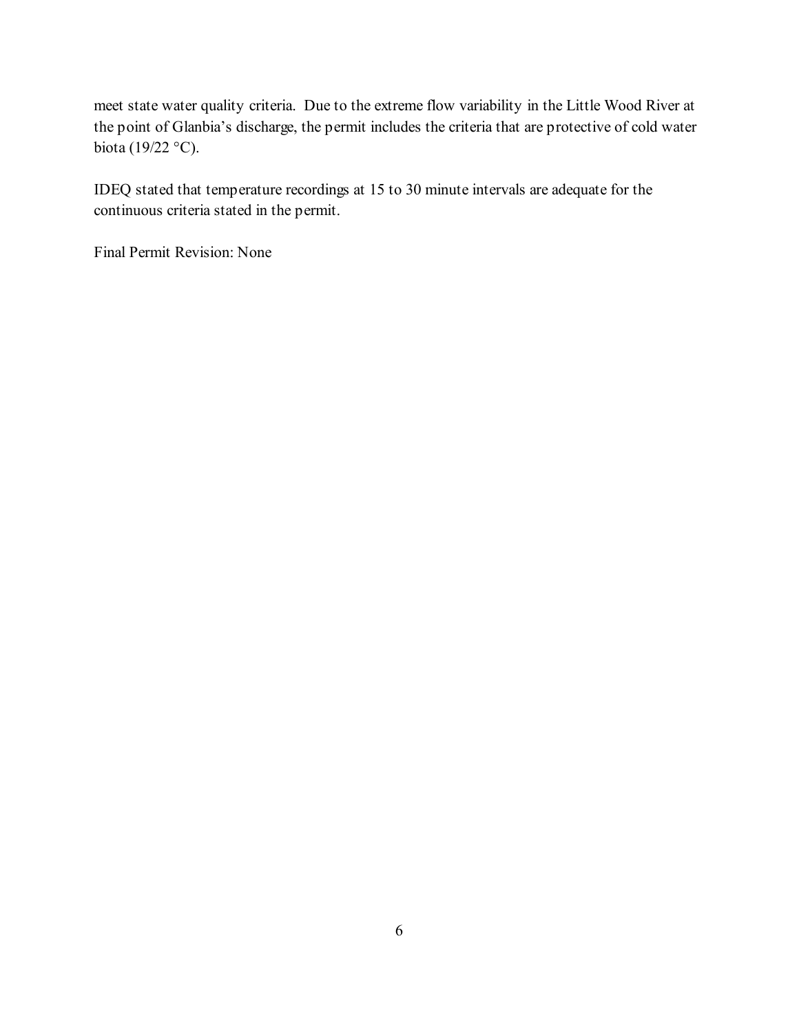meet state water quality criteria. Due to the extreme flow variability in the Little Wood River at the point of Glanbia's discharge, the permit includes the criteria that are protective of cold water biota (19/22 °C).

IDEQ stated that temperature recordings at 15 to 30 minute intervals are adequate for the continuous criteria stated in the permit.

Final Permit Revision: None